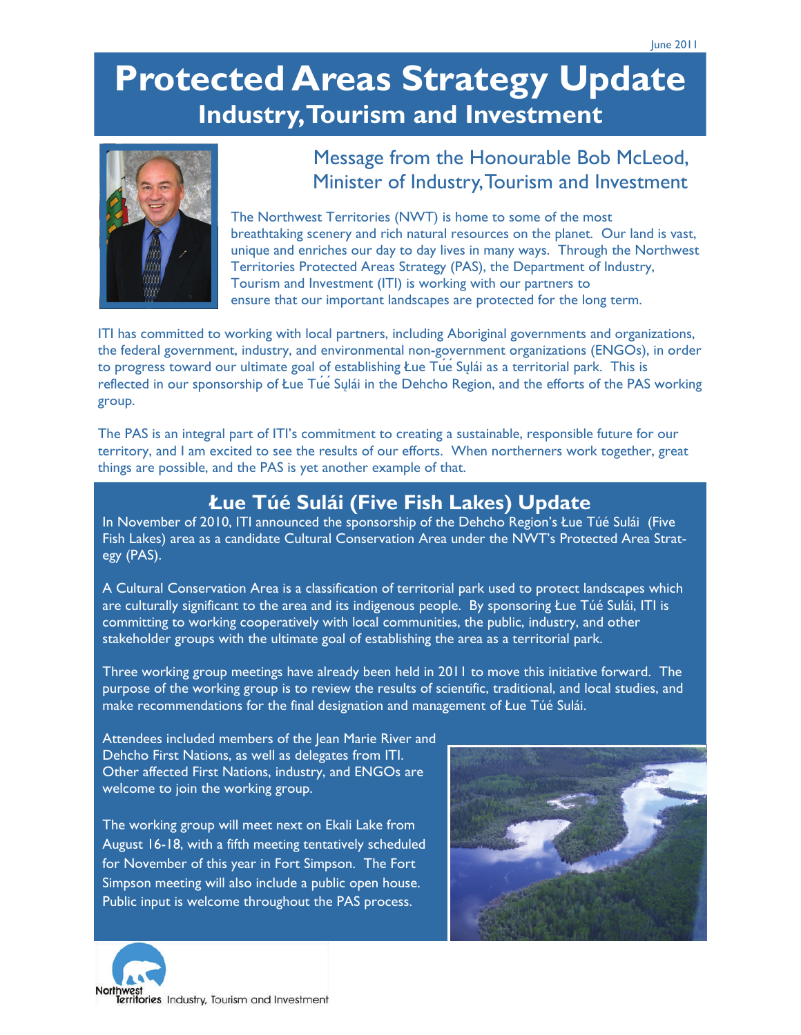June 2011

# Protected Areas Strategy Update

## Industry, Tourism and Investment

### Message from the Honourable Bob McLeod, Minister of Industry, Tourism and Investment

The Northwest Territories (NWT) is home to some of the most breathtaking scenery and rich natural resources on the planet. Our land is vast, unique and enriches our day to day lives in many ways. Through the Northwest Territories Protected Areas Strategy (PAS), the Department of Industry, Tourism and Investment (ITI) is working with our partners to ensure that our important landscapes are protected for the long term.

ITI has committed to working with local partners, including Aboriginal governments and organizations, the federal government, industry, and environmental non-government organizations (ENGOs), in order to progress toward our ultimate goal of establishing Łue Túé Sųlái as a territorial park. This is reflected in our sponsorship of Łue Túé Sųlái in the Dehcho Region, and the efforts of the PAS working group.

The PAS is an integral part of ITI's commitment to creating a sustainable, responsible future for our territory, and I am excited to see the results of our efforts. When northerners work together, great things are possible, and the PAS is yet another example of that.

## Łue Túé Sulái (Five Fish Lakes) Update

In November of 2010, ITI announced the sponsorship of the Dehcho Region's Łue Túé Sulái (Five Fish Lakes) area as a candidate Cultural Conservation Area under the NWT's Protected Area Strategy (PAS).

A Cultural Conservation Area is a classification of territorial park used to protect landscapes which are culturally significant to the area and its indigenous people. By sponsoring Łue Túé Sulái, ITI is committing to working cooperatively with local communities, the public, industry, and other stakeholder groups with the ultimate goal of establishing the area as a territorial park.

Three working group meetings have already been held in 2011 to move this initiative forward. The purpose of the working group is to review the results of scientific, traditional, and local studies, and make recommendations for the final designation and management of Łue Túé Sulái.

Attendees included members of the Jean Marie River and Dehcho First Nations, as well as delegates from ITI. Other affected First Nations, industry, and ENGOs are welcome to join the working group.

The working group will meet next on Ekali Lake from August 16-18, with a fifth meeting tentatively scheduled for November of this year in Fort Simpson. The Fort Simpson meeting will also include a public open house. Public input is welcome throughout the PAS process.

Northwest Territories Industry, Tourism and Investment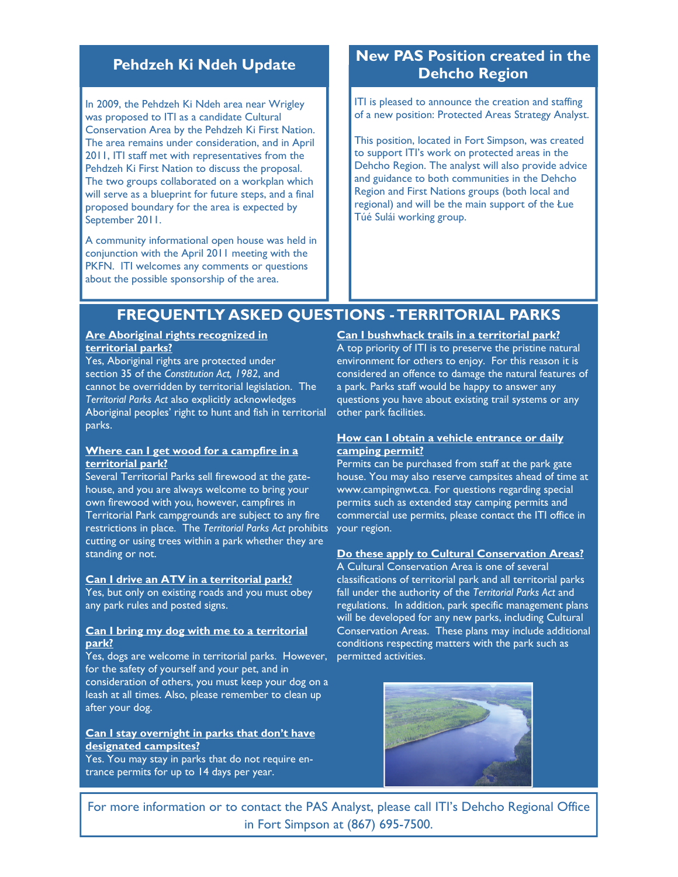## Pehdzeh Ki Ndeh Update

In 2009, the Pehdzeh Ki Ndeh area near Wrigley was proposed to ITI as a candidate Cultural Conservation Area by the Pehdzeh Ki First Nation. The area remains under consideration, and in April 2011, ITI staff met with representatives from the Pehdzeh Ki First Nation to discuss the proposal. The two groups collaborated on a workplan which will serve as a blueprint for future steps, and a final proposed boundary for the area is expected by September 2011.

A community informational open house was held in conjunction with the April 2011 meeting with the PKFN. ITI welcomes any comments or questions about the possible sponsorship of the area.

## New PAS Position created in the Dehcho Region

ITI is pleased to announce the creation and staffing of a new position: Protected Areas Strategy Analyst.

This position, located in Fort Simpson, was created to support ITI's work on protected areas in the Dehcho Region. The analyst will also provide advice and guidance to both communities in the Dehcho Region and First Nations groups (both local and regional) and will be the main support of the Łue Túé Sulái working group.

## FREQUENTLY ASKED QUESTIONS - TERRITORIAL PARKS

**Are Aboriginal rights recognized in territorial parks?**
Yes, Aboriginal rights are protected under section 35 of the *Constitution Act, 1982*, and cannot be overridden by territorial legislation. The *Territorial Parks Act* also explicitly acknowledges Aboriginal peoples' right to hunt and fish in territorial parks.

**Where can I get wood for a campfire in a territorial park?**
Several Territorial Parks sell firewood at the gatehouse, and you are always welcome to bring your own firewood with you, however, campfires in Territorial Park campgrounds are subject to any fire restrictions in place. The *Territorial Parks Act* prohibits cutting or using trees within a park whether they are standing or not.

**Can I drive an ATV in a territorial park?**
Yes, but only on existing roads and you must obey any park rules and posted signs.

**Can I bring my dog with me to a territorial park?**
Yes, dogs are welcome in territorial parks. However, for the safety of yourself and your pet, and in consideration of others, you must keep your dog on a leash at all times. Also, please remember to clean up after your dog.

**Can I stay overnight in parks that don't have designated campsites?**
Yes. You may stay in parks that do not require entrance permits for up to 14 days per year.

**Can I bushwhack trails in a territorial park?**
A top priority of ITI is to preserve the pristine natural environment for others to enjoy. For this reason it is considered an offence to damage the natural features of a park. Parks staff would be happy to answer any questions you have about existing trail systems or any other park facilities.

**How can I obtain a vehicle entrance or daily camping permit?**
Permits can be purchased from staff at the park gate house. You may also reserve campsites ahead of time at www.campingnwt.ca. For questions regarding special permits such as extended stay camping permits and commercial use permits, please contact the ITI office in your region.

**Do these apply to Cultural Conservation Areas?**
A Cultural Conservation Area is one of several classifications of territorial park and all territorial parks fall under the authority of the *Territorial Parks Act* and regulations. In addition, park specific management plans will be developed for any new parks, including Cultural Conservation Areas. These plans may include additional conditions respecting matters with the park such as permitted activities.

For more information or to contact the PAS Analyst, please call ITI's Dehcho Regional Office in Fort Simpson at (867) 695-7500.